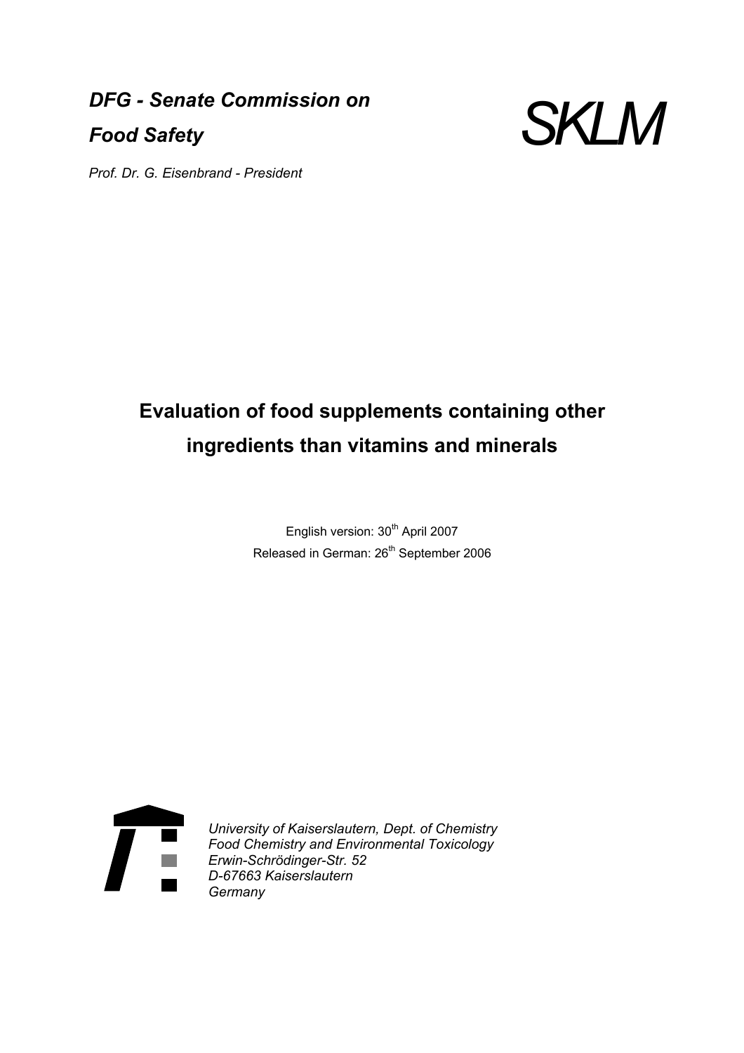*DFG - Senate Commission on Food Safety*

# SKLM

*Prof. Dr. G. Eisenbrand - President*

# Evaluation of food supplements containing other ingredients than vitamins and minerals

English version: 30th April 2007

Released in German: 26th September 2006

*University of Kaiserslautern, Dept. of Chemistry*
*Food Chemistry and Environmental Toxicology*
*Erwin-Schrödinger-Str. 52*
*D-67663 Kaiserslautern*
*Germany*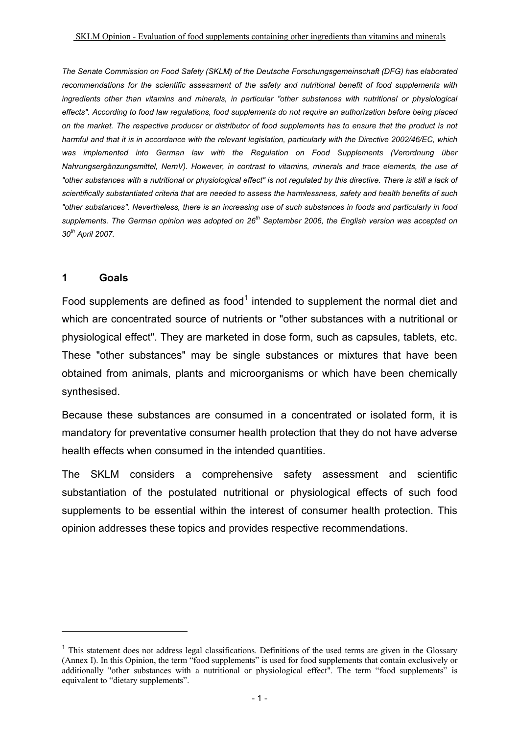*The Senate Commission on Food Safety (SKLM) of the Deutsche Forschungsgemeinschaft (DFG) has elaborated recommendations for the scientific assessment of the safety and nutritional benefit of food supplements with ingredients other than vitamins and minerals, in particular "other substances with nutritional or physiological effects". According to food law regulations, food supplements do not require an authorization before being placed on the market. The respective producer or distributor of food supplements has to ensure that the product is not harmful and that it is in accordance with the relevant legislation, particularly with the Directive 2002/46/EC, which was implemented into German law with the Regulation on Food Supplements (Verordnung über Nahrungsergänzungsmittel, NemV). However, in contrast to vitamins, minerals and trace elements, the use of "other substances with a nutritional or physiological effect" is not regulated by this directive. There is still a lack of scientifically substantiated criteria that are needed to assess the harmlessness, safety and health benefits of such "other substances". Nevertheless, there is an increasing use of such substances in foods and particularly in food supplements. The German opinion was adopted on 26th September 2006, the English version was accepted on 30th April 2007.*

## 1 Goals

Food supplements are defined as food[1] intended to supplement the normal diet and which are concentrated source of nutrients or "other substances with a nutritional or physiological effect". They are marketed in dose form, such as capsules, tablets, etc. These "other substances" may be single substances or mixtures that have been obtained from animals, plants and microorganisms or which have been chemically synthesised.

Because these substances are consumed in a concentrated or isolated form, it is mandatory for preventative consumer health protection that they do not have adverse health effects when consumed in the intended quantities.

The SKLM considers a comprehensive safety assessment and scientific substantiation of the postulated nutritional or physiological effects of such food supplements to be essential within the interest of consumer health protection. This opinion addresses these topics and provides respective recommendations.

[1] This statement does not address legal classifications. Definitions of the used terms are given in the Glossary (Annex I). In this Opinion, the term "food supplements" is used for food supplements that contain exclusively or additionally "other substances with a nutritional or physiological effect". The term "food supplements" is equivalent to "dietary supplements".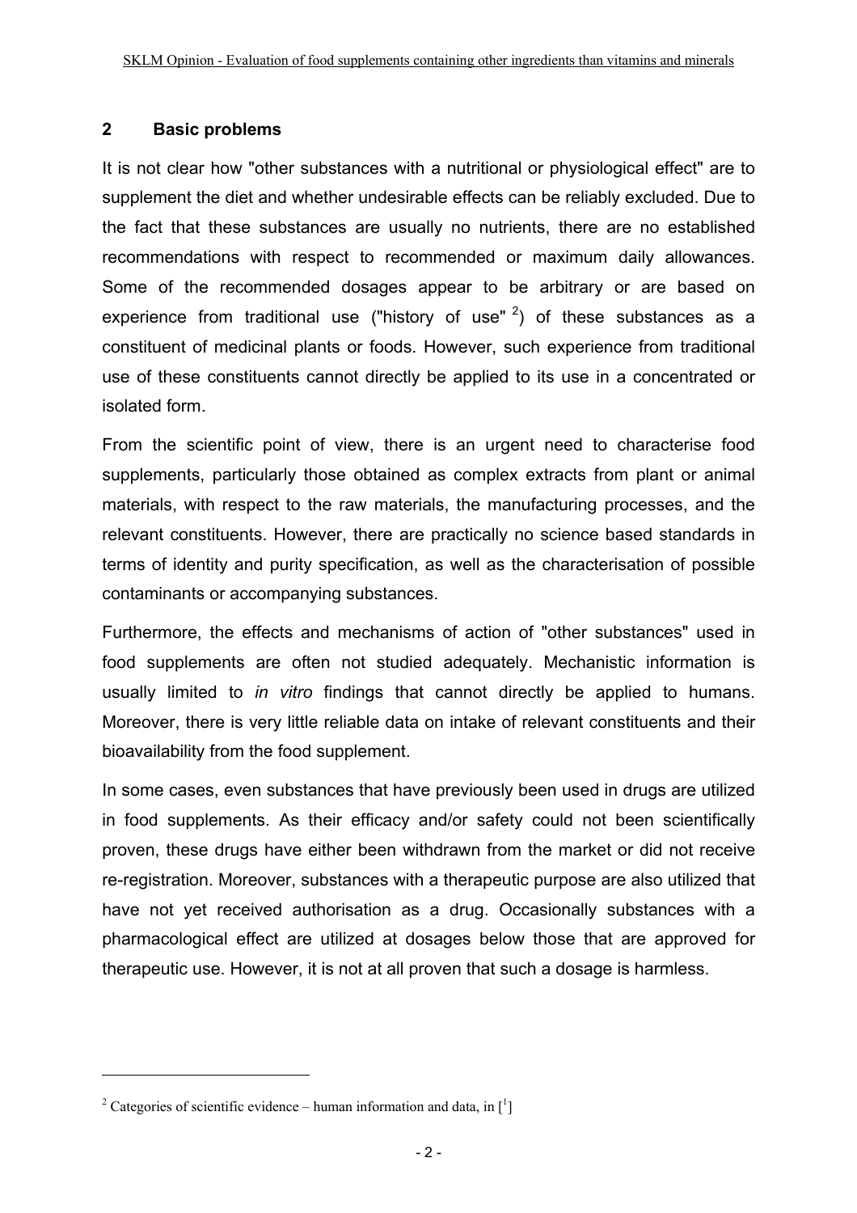## 2 Basic problems

It is not clear how "other substances with a nutritional or physiological effect" are to supplement the diet and whether undesirable effects can be reliably excluded. Due to the fact that these substances are usually no nutrients, there are no established recommendations with respect to recommended or maximum daily allowances. Some of the recommended dosages appear to be arbitrary or are based on experience from traditional use ("history of use" [2]) of these substances as a constituent of medicinal plants or foods. However, such experience from traditional use of these constituents cannot directly be applied to its use in a concentrated or isolated form.

From the scientific point of view, there is an urgent need to characterise food supplements, particularly those obtained as complex extracts from plant or animal materials, with respect to the raw materials, the manufacturing processes, and the relevant constituents. However, there are practically no science based standards in terms of identity and purity specification, as well as the characterisation of possible contaminants or accompanying substances.

Furthermore, the effects and mechanisms of action of "other substances" used in food supplements are often not studied adequately. Mechanistic information is usually limited to *in vitro* findings that cannot directly be applied to humans. Moreover, there is very little reliable data on intake of relevant constituents and their bioavailability from the food supplement.

In some cases, even substances that have previously been used in drugs are utilized in food supplements. As their efficacy and/or safety could not been scientifically proven, these drugs have either been withdrawn from the market or did not receive re-registration. Moreover, substances with a therapeutic purpose are also utilized that have not yet received authorisation as a drug. Occasionally substances with a pharmacological effect are utilized at dosages below those that are approved for therapeutic use. However, it is not at all proven that such a dosage is harmless.

---

[2] Categories of scientific evidence – human information and data, in [1]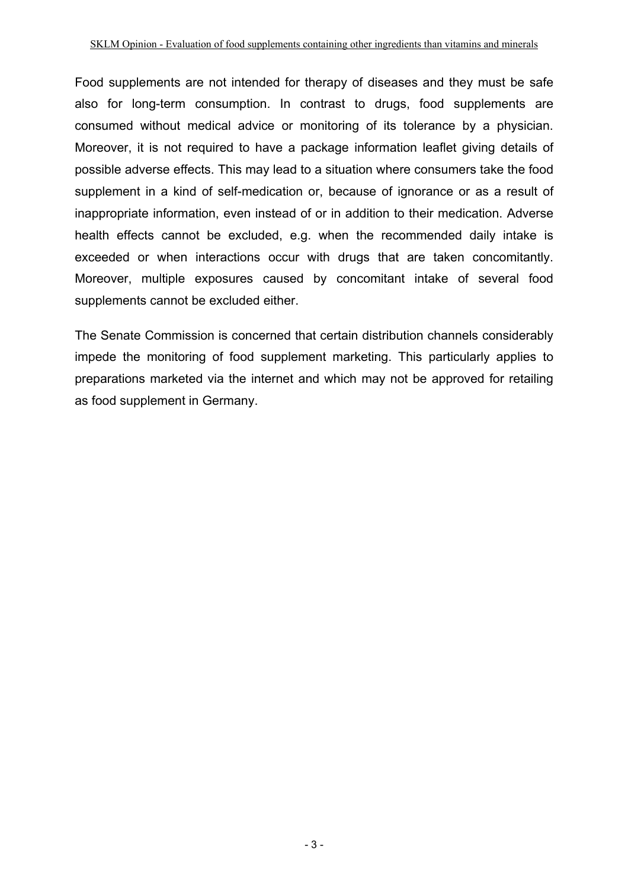Food supplements are not intended for therapy of diseases and they must be safe also for long-term consumption. In contrast to drugs, food supplements are consumed without medical advice or monitoring of its tolerance by a physician. Moreover, it is not required to have a package information leaflet giving details of possible adverse effects. This may lead to a situation where consumers take the food supplement in a kind of self-medication or, because of ignorance or as a result of inappropriate information, even instead of or in addition to their medication. Adverse health effects cannot be excluded, e.g. when the recommended daily intake is exceeded or when interactions occur with drugs that are taken concomitantly. Moreover, multiple exposures caused by concomitant intake of several food supplements cannot be excluded either.

The Senate Commission is concerned that certain distribution channels considerably impede the monitoring of food supplement marketing. This particularly applies to preparations marketed via the internet and which may not be approved for retailing as food supplement in Germany.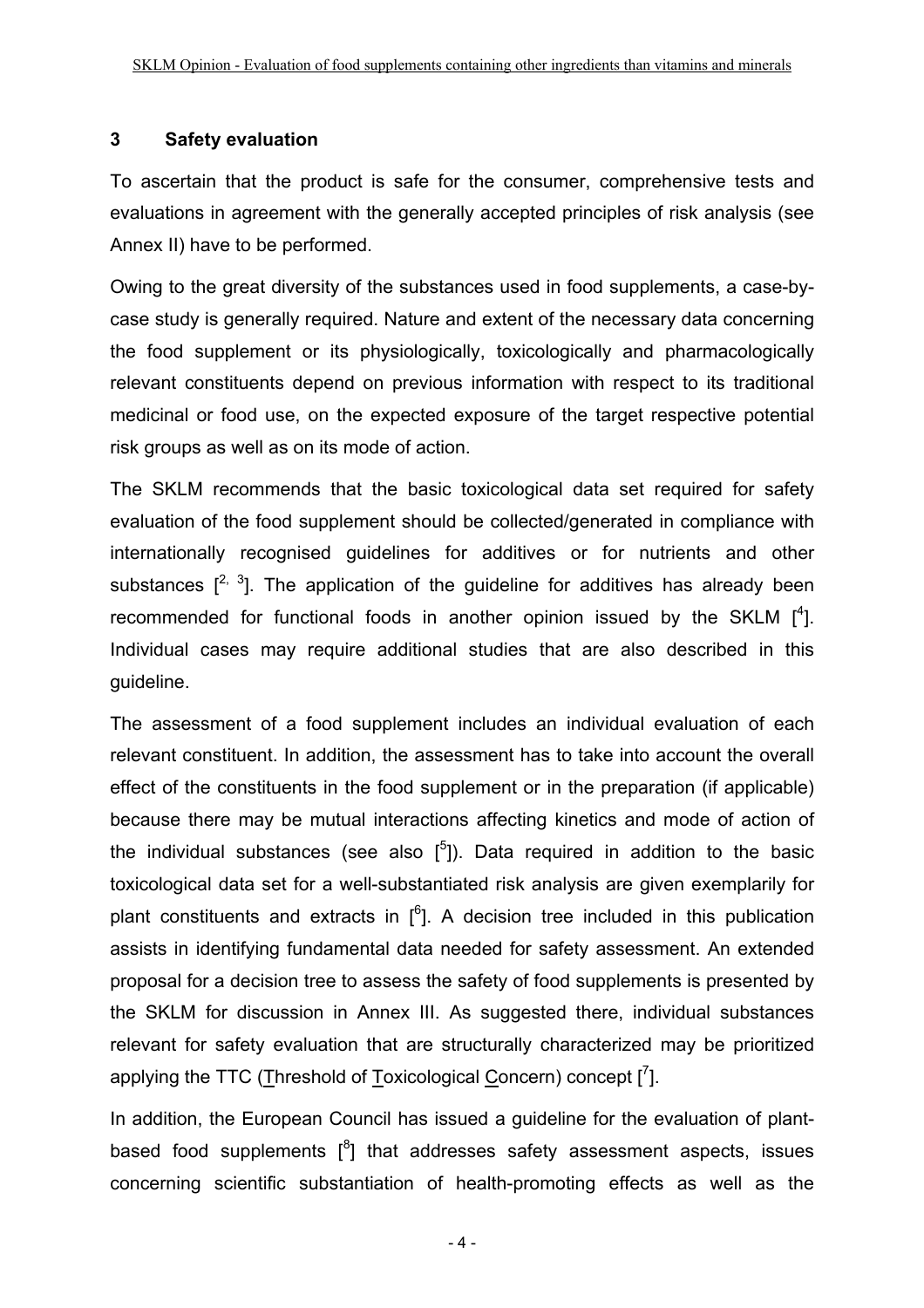## 3 Safety evaluation

To ascertain that the product is safe for the consumer, comprehensive tests and evaluations in agreement with the generally accepted principles of risk analysis (see Annex II) have to be performed.

Owing to the great diversity of the substances used in food supplements, a case-by-case study is generally required. Nature and extent of the necessary data concerning the food supplement or its physiologically, toxicologically and pharmacologically relevant constituents depend on previous information with respect to its traditional medicinal or food use, on the expected exposure of the target respective potential risk groups as well as on its mode of action.

The SKLM recommends that the basic toxicological data set required for safety evaluation of the food supplement should be collected/generated in compliance with internationally recognised guidelines for additives or for nutrients and other substances [2, 3]. The application of the guideline for additives has already been recommended for functional foods in another opinion issued by the SKLM [4]. Individual cases may require additional studies that are also described in this guideline.

The assessment of a food supplement includes an individual evaluation of each relevant constituent. In addition, the assessment has to take into account the overall effect of the constituents in the food supplement or in the preparation (if applicable) because there may be mutual interactions affecting kinetics and mode of action of the individual substances (see also [5]). Data required in addition to the basic toxicological data set for a well-substantiated risk analysis are given exemplarily for plant constituents and extracts in [6]. A decision tree included in this publication assists in identifying fundamental data needed for safety assessment. An extended proposal for a decision tree to assess the safety of food supplements is presented by the SKLM for discussion in Annex III. As suggested there, individual substances relevant for safety evaluation that are structurally characterized may be prioritized applying the TTC (Threshold of Toxicological Concern) concept [7].

In addition, the European Council has issued a guideline for the evaluation of plant-based food supplements [8] that addresses safety assessment aspects, issues concerning scientific substantiation of health-promoting effects as well as the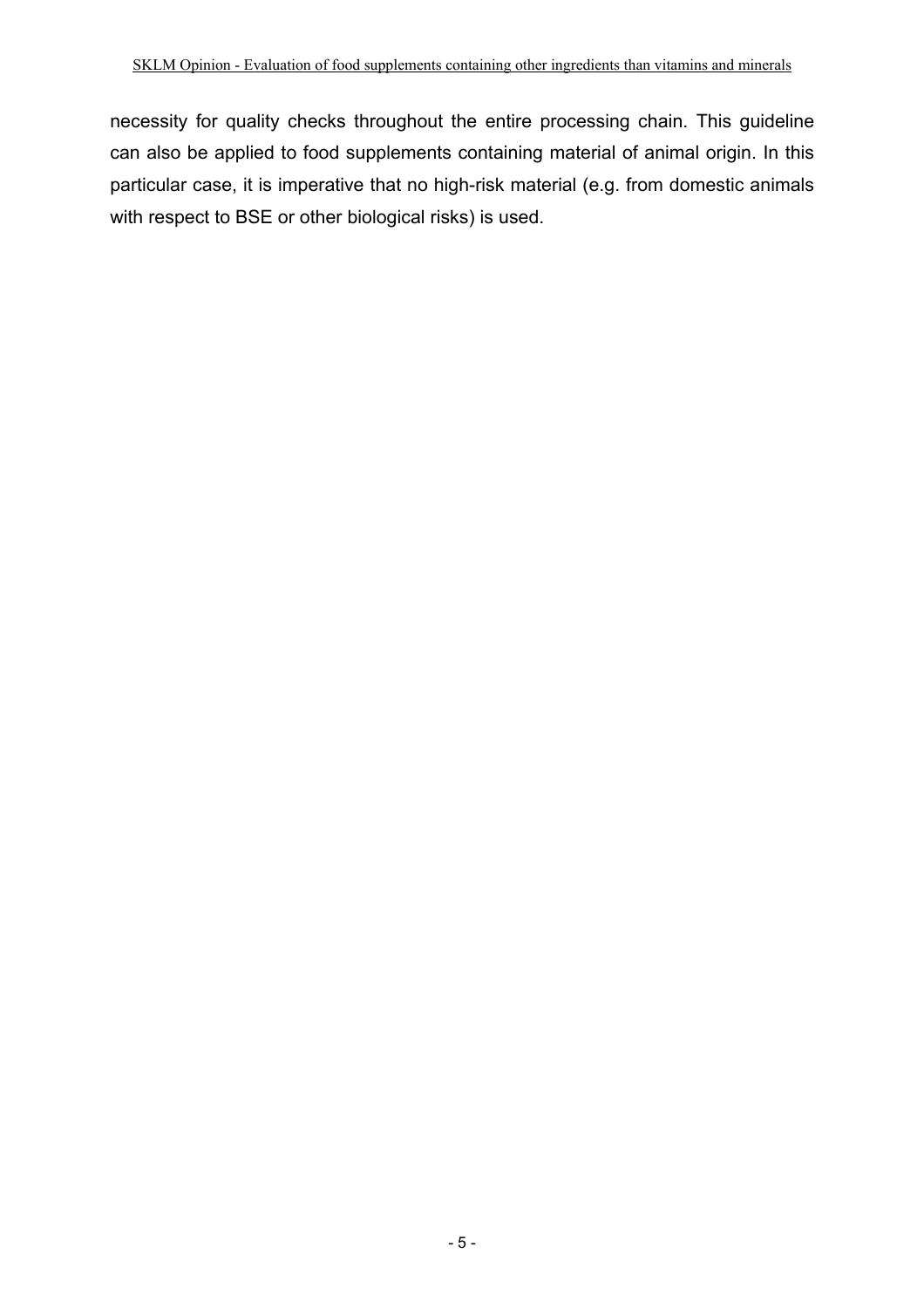necessity for quality checks throughout the entire processing chain. This guideline can also be applied to food supplements containing material of animal origin. In this particular case, it is imperative that no high-risk material (e.g. from domestic animals with respect to BSE or other biological risks) is used.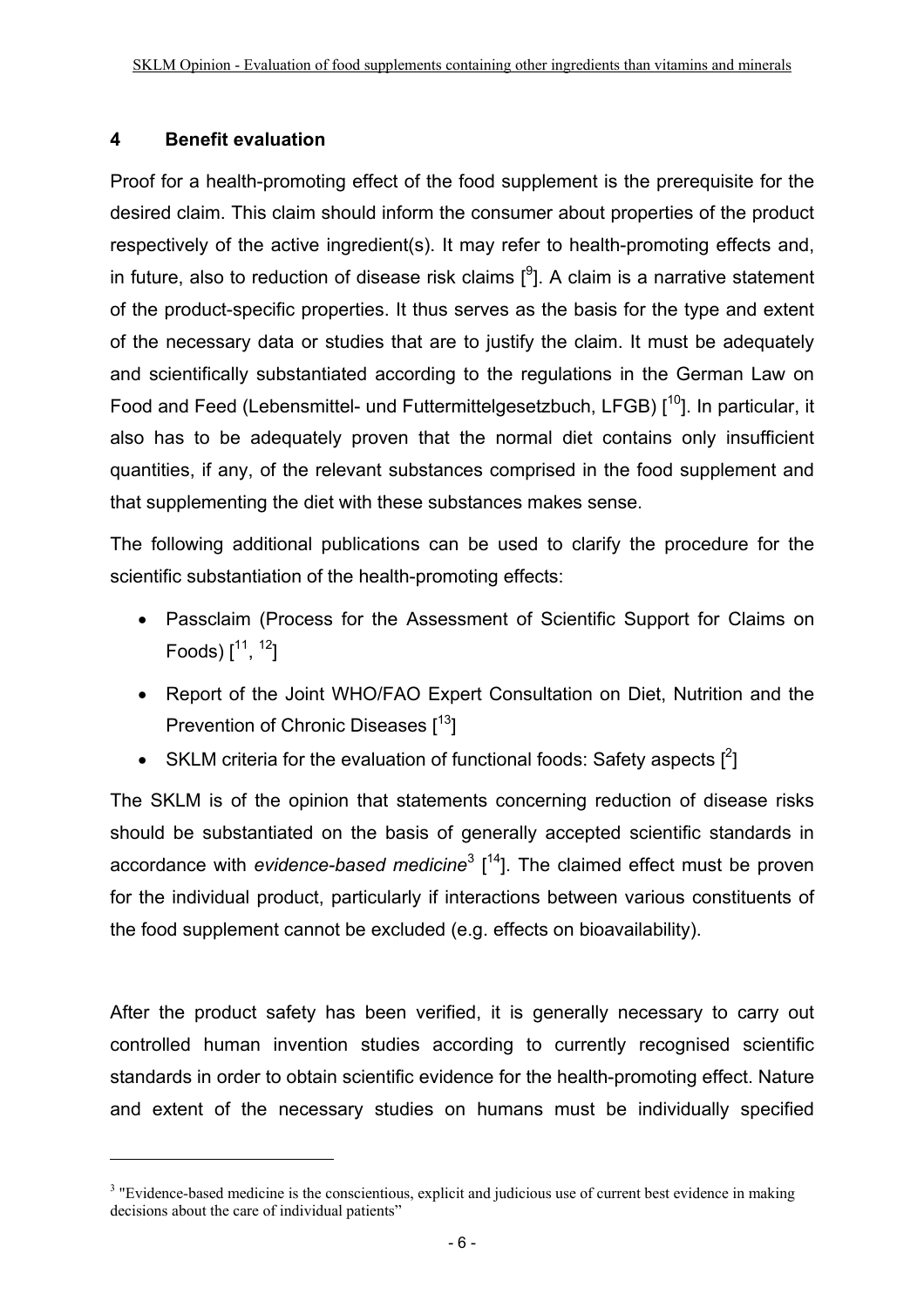## 4 Benefit evaluation

Proof for a health-promoting effect of the food supplement is the prerequisite for the desired claim. This claim should inform the consumer about properties of the product respectively of the active ingredient(s). It may refer to health-promoting effects and, in future, also to reduction of disease risk claims [9]. A claim is a narrative statement of the product-specific properties. It thus serves as the basis for the type and extent of the necessary data or studies that are to justify the claim. It must be adequately and scientifically substantiated according to the regulations in the German Law on Food and Feed (Lebensmittel- und Futtermittelgesetzbuch, LFGB) [10]. In particular, it also has to be adequately proven that the normal diet contains only insufficient quantities, if any, of the relevant substances comprised in the food supplement and that supplementing the diet with these substances makes sense.

The following additional publications can be used to clarify the procedure for the scientific substantiation of the health-promoting effects:

- Passclaim (Process for the Assessment of Scientific Support for Claims on Foods) [11, 12]
- Report of the Joint WHO/FAO Expert Consultation on Diet, Nutrition and the Prevention of Chronic Diseases [13]
- SKLM criteria for the evaluation of functional foods: Safety aspects [2]

The SKLM is of the opinion that statements concerning reduction of disease risks should be substantiated on the basis of generally accepted scientific standards in accordance with *evidence-based medicine*[3] [14]. The claimed effect must be proven for the individual product, particularly if interactions between various constituents of the food supplement cannot be excluded (e.g. effects on bioavailability).

After the product safety has been verified, it is generally necessary to carry out controlled human invention studies according to currently recognised scientific standards in order to obtain scientific evidence for the health-promoting effect. Nature and extent of the necessary studies on humans must be individually specified

[3] "Evidence-based medicine is the conscientious, explicit and judicious use of current best evidence in making decisions about the care of individual patients"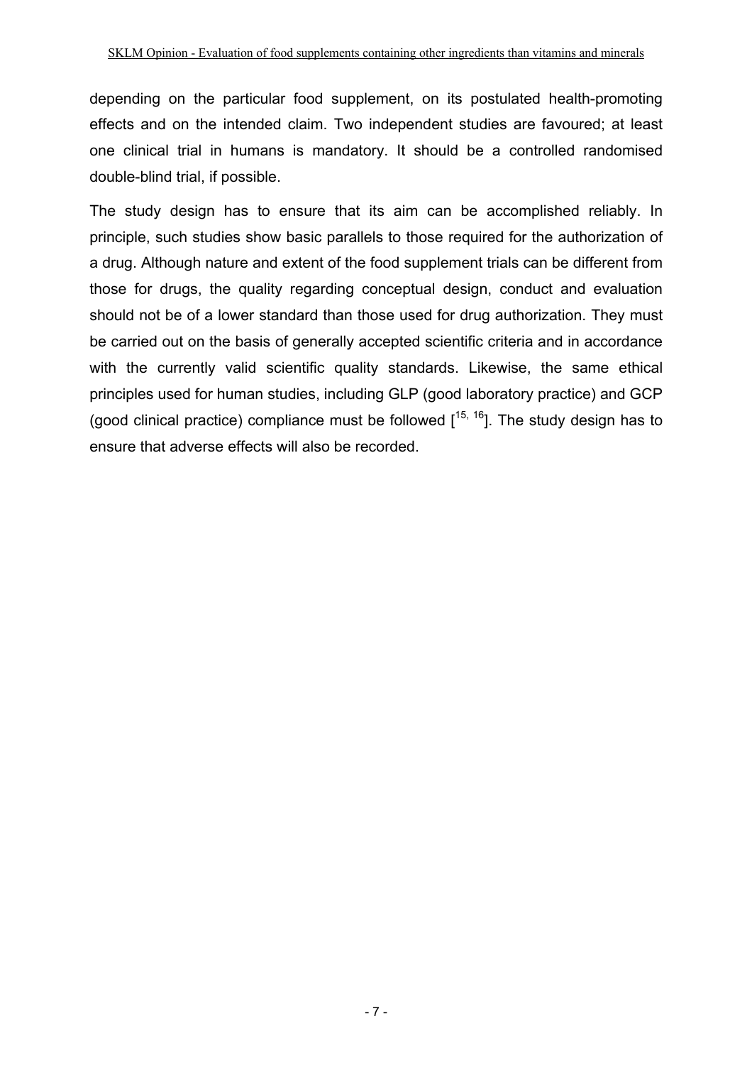depending on the particular food supplement, on its postulated health-promoting effects and on the intended claim. Two independent studies are favoured; at least one clinical trial in humans is mandatory. It should be a controlled randomised double-blind trial, if possible.

The study design has to ensure that its aim can be accomplished reliably. In principle, such studies show basic parallels to those required for the authorization of a drug. Although nature and extent of the food supplement trials can be different from those for drugs, the quality regarding conceptual design, conduct and evaluation should not be of a lower standard than those used for drug authorization. They must be carried out on the basis of generally accepted scientific criteria and in accordance with the currently valid scientific quality standards. Likewise, the same ethical principles used for human studies, including GLP (good laboratory practice) and GCP (good clinical practice) compliance must be followed [[15, 16]]. The study design has to ensure that adverse effects will also be recorded.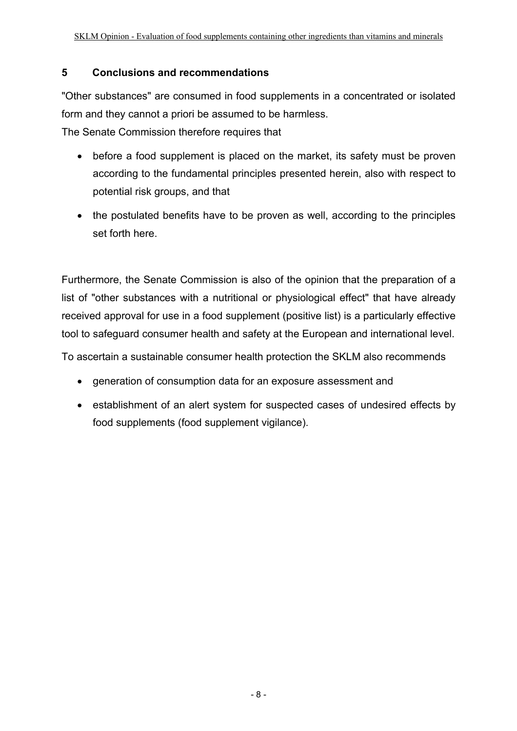## 5 Conclusions and recommendations

"Other substances" are consumed in food supplements in a concentrated or isolated form and they cannot a priori be assumed to be harmless.

The Senate Commission therefore requires that

- before a food supplement is placed on the market, its safety must be proven according to the fundamental principles presented herein, also with respect to potential risk groups, and that
- the postulated benefits have to be proven as well, according to the principles set forth here.

Furthermore, the Senate Commission is also of the opinion that the preparation of a list of "other substances with a nutritional or physiological effect" that have already received approval for use in a food supplement (positive list) is a particularly effective tool to safeguard consumer health and safety at the European and international level.

To ascertain a sustainable consumer health protection the SKLM also recommends

- generation of consumption data for an exposure assessment and
- establishment of an alert system for suspected cases of undesired effects by food supplements (food supplement vigilance).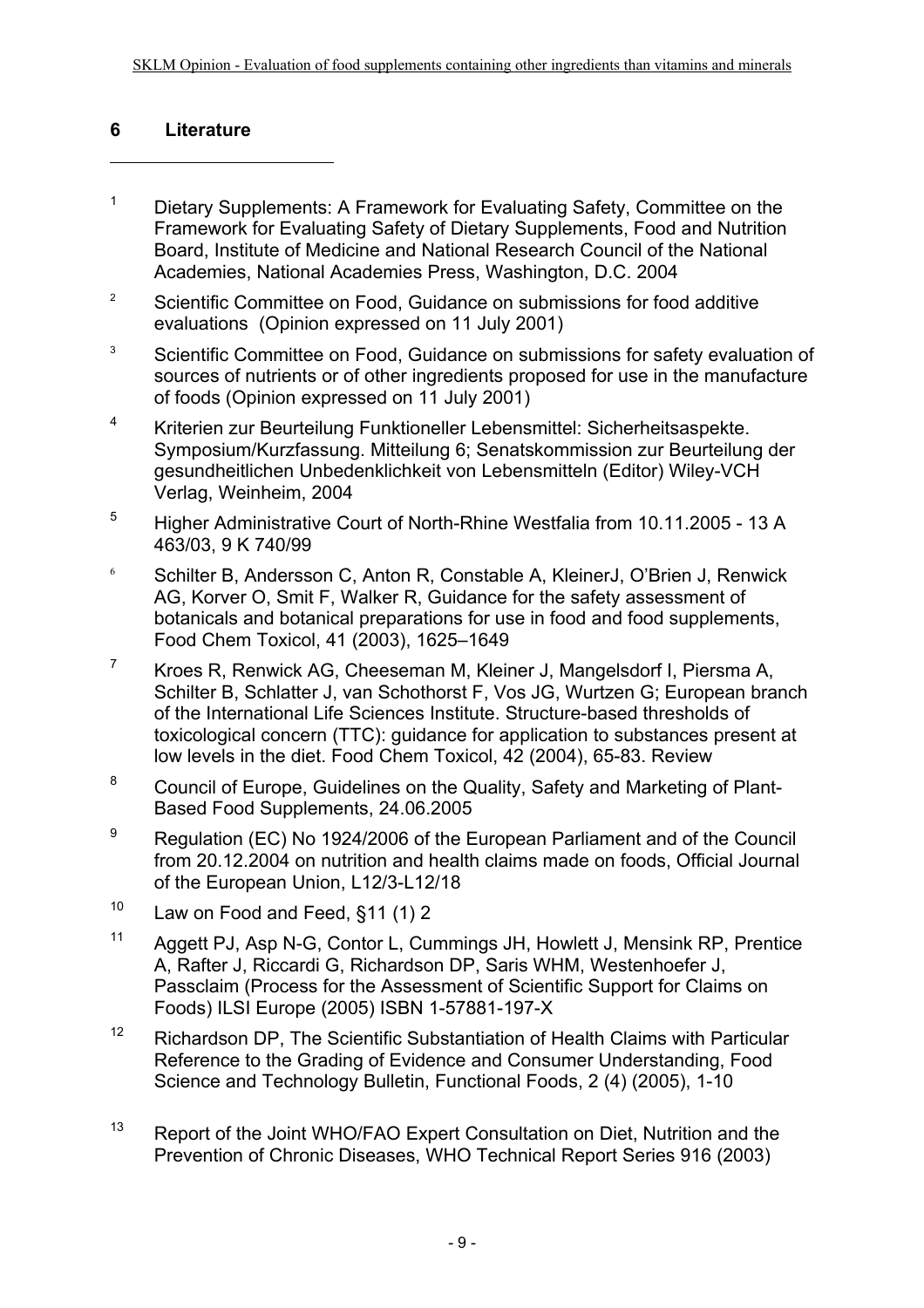## 6 Literature

---

[1] Dietary Supplements: A Framework for Evaluating Safety, Committee on the Framework for Evaluating Safety of Dietary Supplements, Food and Nutrition Board, Institute of Medicine and National Research Council of the National Academies, National Academies Press, Washington, D.C. 2004

[2] Scientific Committee on Food, Guidance on submissions for food additive evaluations (Opinion expressed on 11 July 2001)

[3] Scientific Committee on Food, Guidance on submissions for safety evaluation of sources of nutrients or of other ingredients proposed for use in the manufacture of foods (Opinion expressed on 11 July 2001)

[4] Kriterien zur Beurteilung Funktioneller Lebensmittel: Sicherheitsaspekte. Symposium/Kurzfassung. Mitteilung 6; Senatskommission zur Beurteilung der gesundheitlichen Unbedenklichkeit von Lebensmitteln (Editor) Wiley-VCH Verlag, Weinheim, 2004

[5] Higher Administrative Court of North-Rhine Westfalia from 10.11.2005 - 13 A 463/03, 9 K 740/99

[6] Schilter B, Andersson C, Anton R, Constable A, KleinerJ, O'Brien J, Renwick AG, Korver O, Smit F, Walker R, Guidance for the safety assessment of botanicals and botanical preparations for use in food and food supplements, Food Chem Toxicol, 41 (2003), 1625–1649

[7] Kroes R, Renwick AG, Cheeseman M, Kleiner J, Mangelsdorf I, Piersma A, Schilter B, Schlatter J, van Schothorst F, Vos JG, Wurtzen G; European branch of the International Life Sciences Institute. Structure-based thresholds of toxicological concern (TTC): guidance for application to substances present at low levels in the diet. Food Chem Toxicol, 42 (2004), 65-83. Review

[8] Council of Europe, Guidelines on the Quality, Safety and Marketing of Plant-Based Food Supplements, 24.06.2005

[9] Regulation (EC) No 1924/2006 of the European Parliament and of the Council from 20.12.2004 on nutrition and health claims made on foods, Official Journal of the European Union, L12/3-L12/18

[10] Law on Food and Feed, §11 (1) 2

[11] Aggett PJ, Asp N-G, Contor L, Cummings JH, Howlett J, Mensink RP, Prentice A, Rafter J, Riccardi G, Richardson DP, Saris WHM, Westenhoefer J, Passclaim (Process for the Assessment of Scientific Support for Claims on Foods) ILSI Europe (2005) ISBN 1-57881-197-X

[12] Richardson DP, The Scientific Substantiation of Health Claims with Particular Reference to the Grading of Evidence and Consumer Understanding, Food Science and Technology Bulletin, Functional Foods, 2 (4) (2005), 1-10

[13] Report of the Joint WHO/FAO Expert Consultation on Diet, Nutrition and the Prevention of Chronic Diseases, WHO Technical Report Series 916 (2003)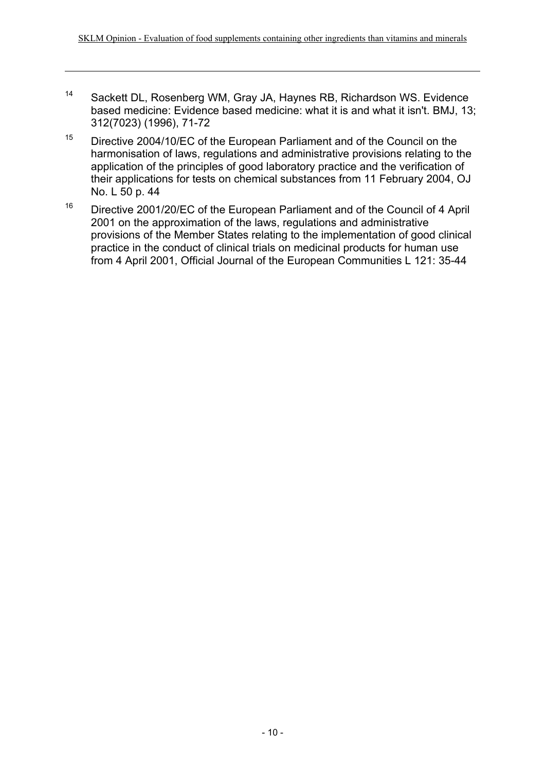14 Sackett DL, Rosenberg WM, Gray JA, Haynes RB, Richardson WS. Evidence based medicine: Evidence based medicine: what it is and what it isn't. BMJ, 13; 312(7023) (1996), 71-72

15 Directive 2004/10/EC of the European Parliament and of the Council on the harmonisation of laws, regulations and administrative provisions relating to the application of the principles of good laboratory practice and the verification of their applications for tests on chemical substances from 11 February 2004, OJ No. L 50 p. 44

16 Directive 2001/20/EC of the European Parliament and of the Council of 4 April 2001 on the approximation of the laws, regulations and administrative provisions of the Member States relating to the implementation of good clinical practice in the conduct of clinical trials on medicinal products for human use from 4 April 2001, Official Journal of the European Communities L 121: 35-44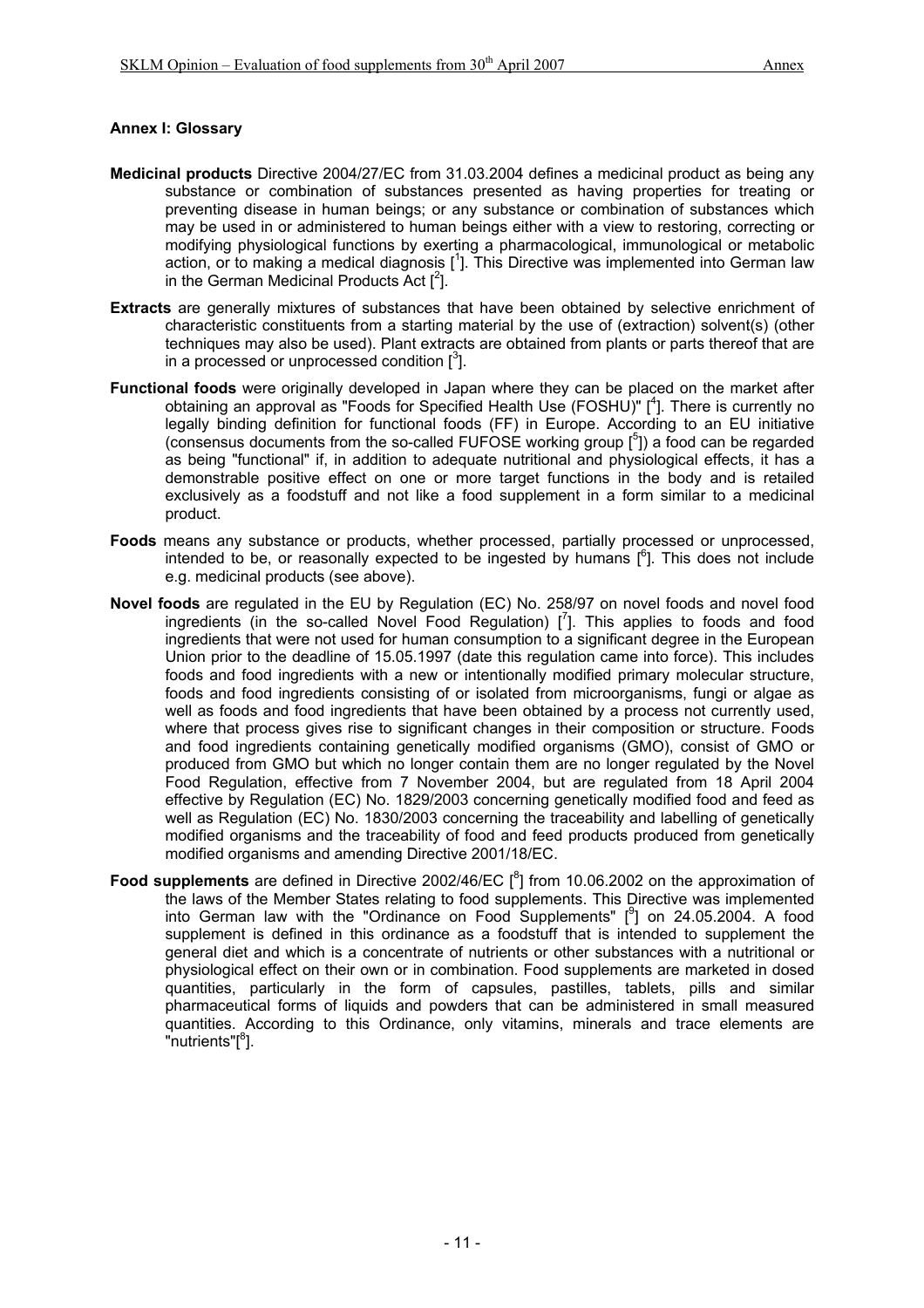## Annex I: Glossary

**Medicinal products** Directive 2004/27/EC from 31.03.2004 defines a medicinal product as being any substance or combination of substances presented as having properties for treating or preventing disease in human beings; or any substance or combination of substances which may be used in or administered to human beings either with a view to restoring, correcting or modifying physiological functions by exerting a pharmacological, immunological or metabolic action, or to making a medical diagnosis [1]. This Directive was implemented into German law in the German Medicinal Products Act [2].

**Extracts** are generally mixtures of substances that have been obtained by selective enrichment of characteristic constituents from a starting material by the use of (extraction) solvent(s) (other techniques may also be used). Plant extracts are obtained from plants or parts thereof that are in a processed or unprocessed condition [3].

**Functional foods** were originally developed in Japan where they can be placed on the market after obtaining an approval as "Foods for Specified Health Use (FOSHU)" [4]. There is currently no legally binding definition for functional foods (FF) in Europe. According to an EU initiative (consensus documents from the so-called FUFOSE working group [5]) a food can be regarded as being "functional" if, in addition to adequate nutritional and physiological effects, it has a demonstrable positive effect on one or more target functions in the body and is retailed exclusively as a foodstuff and not like a food supplement in a form similar to a medicinal product.

**Foods** means any substance or products, whether processed, partially processed or unprocessed, intended to be, or reasonally expected to be ingested by humans [6]. This does not include e.g. medicinal products (see above).

**Novel foods** are regulated in the EU by Regulation (EC) No. 258/97 on novel foods and novel food ingredients (in the so-called Novel Food Regulation) [7]. This applies to foods and food ingredients that were not used for human consumption to a significant degree in the European Union prior to the deadline of 15.05.1997 (date this regulation came into force). This includes foods and food ingredients with a new or intentionally modified primary molecular structure, foods and food ingredients consisting of or isolated from microorganisms, fungi or algae as well as foods and food ingredients that have been obtained by a process not currently used, where that process gives rise to significant changes in their composition or structure. Foods and food ingredients containing genetically modified organisms (GMO), consist of GMO or produced from GMO but which no longer contain them are no longer regulated by the Novel Food Regulation, effective from 7 November 2004, but are regulated from 18 April 2004 effective by Regulation (EC) No. 1829/2003 concerning genetically modified food and feed as well as Regulation (EC) No. 1830/2003 concerning the traceability and labelling of genetically modified organisms and the traceability of food and feed products produced from genetically modified organisms and amending Directive 2001/18/EC.

**Food supplements** are defined in Directive 2002/46/EC [8] from 10.06.2002 on the approximation of the laws of the Member States relating to food supplements. This Directive was implemented into German law with the "Ordinance on Food Supplements" [9] on 24.05.2004. A food supplement is defined in this ordinance as a foodstuff that is intended to supplement the general diet and which is a concentrate of nutrients or other substances with a nutritional or physiological effect on their own or in combination. Food supplements are marketed in dosed quantities, particularly in the form of capsules, pastilles, tablets, pills and similar pharmaceutical forms of liquids and powders that can be administered in small measured quantities. According to this Ordinance, only vitamins, minerals and trace elements are "nutrients"[8].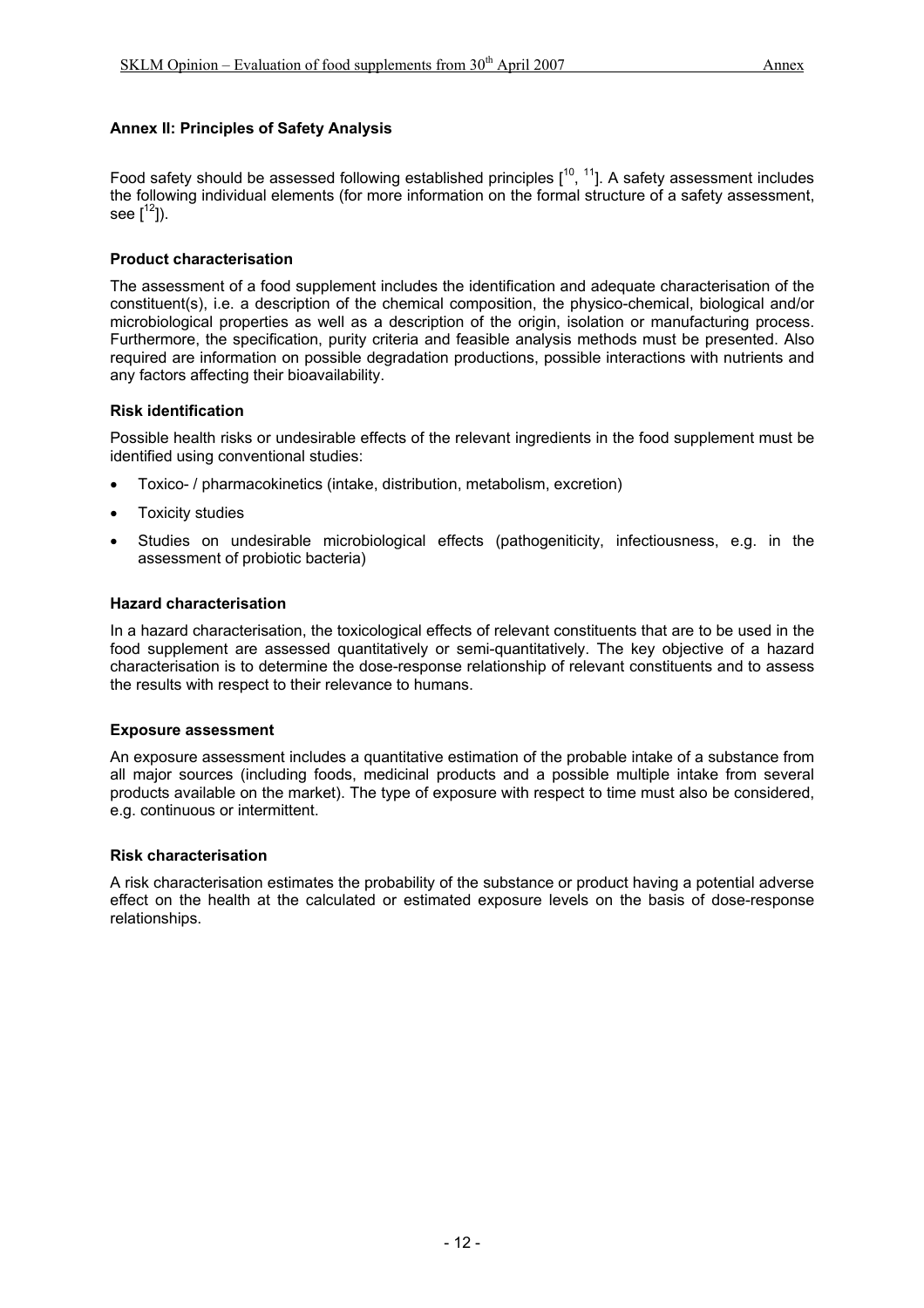## Annex II: Principles of Safety Analysis

Food safety should be assessed following established principles [10, 11]. A safety assessment includes the following individual elements (for more information on the formal structure of a safety assessment, see [12]).

### Product characterisation

The assessment of a food supplement includes the identification and adequate characterisation of the constituent(s), i.e. a description of the chemical composition, the physico-chemical, biological and/or microbiological properties as well as a description of the origin, isolation or manufacturing process. Furthermore, the specification, purity criteria and feasible analysis methods must be presented. Also required are information on possible degradation productions, possible interactions with nutrients and any factors affecting their bioavailability.

### Risk identification

Possible health risks or undesirable effects of the relevant ingredients in the food supplement must be identified using conventional studies:

- Toxico- / pharmacokinetics (intake, distribution, metabolism, excretion)
- Toxicity studies
- Studies on undesirable microbiological effects (pathogeniticity, infectiousness, e.g. in the assessment of probiotic bacteria)

### Hazard characterisation

In a hazard characterisation, the toxicological effects of relevant constituents that are to be used in the food supplement are assessed quantitatively or semi-quantitatively. The key objective of a hazard characterisation is to determine the dose-response relationship of relevant constituents and to assess the results with respect to their relevance to humans.

### Exposure assessment

An exposure assessment includes a quantitative estimation of the probable intake of a substance from all major sources (including foods, medicinal products and a possible multiple intake from several products available on the market). The type of exposure with respect to time must also be considered, e.g. continuous or intermittent.

### Risk characterisation

A risk characterisation estimates the probability of the substance or product having a potential adverse effect on the health at the calculated or estimated exposure levels on the basis of dose-response relationships.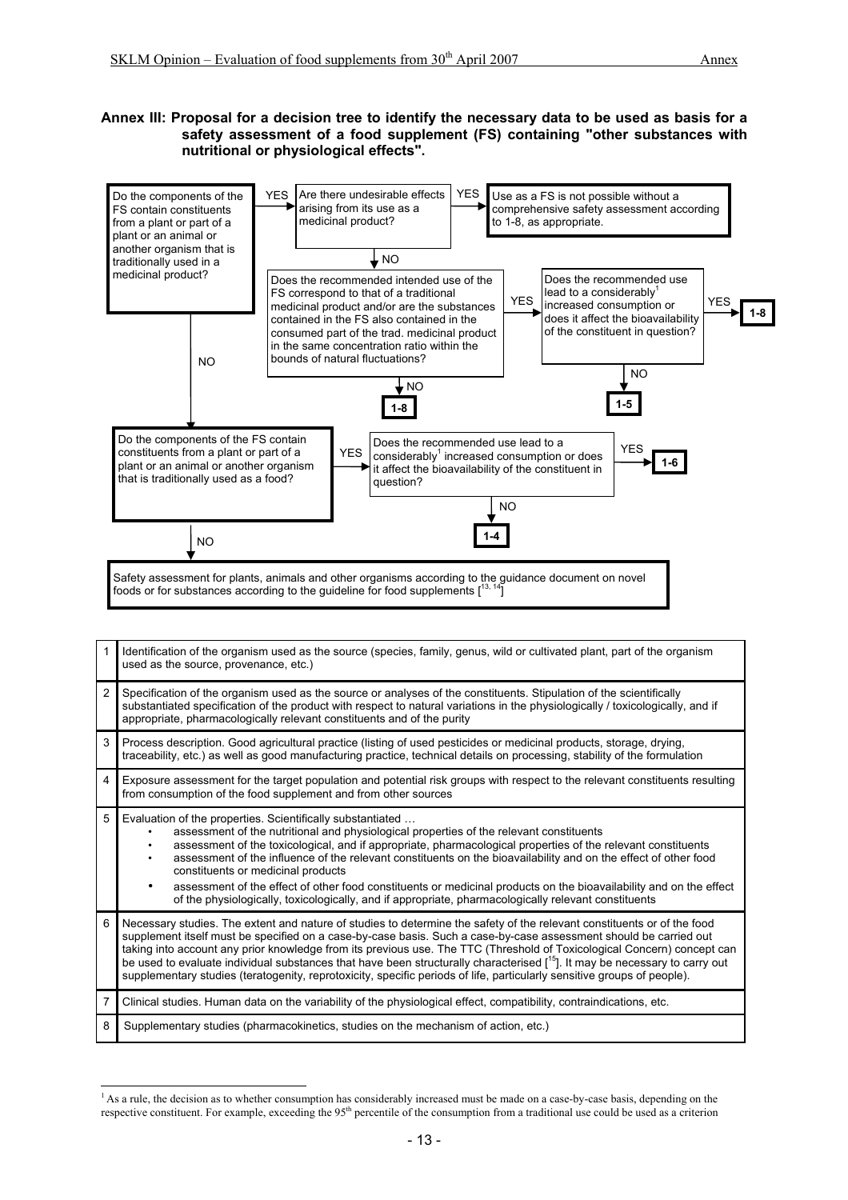**Annex III: Proposal for a decision tree to identify the necessary data to be used as basis for a safety assessment of a food supplement (FS) containing "other substances with nutritional or physiological effects".**

Do the components of the FS contain constituents from a plant or part of a plant or an animal or another organism that is traditionally used in a medicinal product?

- YES → Are there undesirable effects arising from its use as a medicinal product?
  - YES → Use as a FS is not possible without a comprehensive safety assessment according to 1-8, as appropriate.
  - NO → Does the recommended intended use of the FS correspond to that of a traditional medicinal product and/or are the substances contained in the FS also contained in the consumed part of the trad. medicinal product in the same concentration ratio within the bounds of natural fluctuations?
    - NO → **1-8**
    - YES → Does the recommended use lead to a considerably[1] increased consumption or does it affect the bioavailability of the constituent in question?
      - YES → **1-8**
      - NO → **1-5**
- NO → Do the components of the FS contain constituents from a plant or part of a plant or an animal or another organism that is traditionally used as a food?
  - YES → Does the recommended use lead to a considerably[1] increased consumption or does it affect the bioavailability of the constituent in question?
    - YES → **1-6**
    - NO → **1-4**
  - NO → Safety assessment for plants, animals and other organisms according to the guidance document on novel foods or for substances according to the guideline for food supplements [13, 14]

| | |
|---|---|
| 1 | Identification of the organism used as the source (species, family, genus, wild or cultivated plant, part of the organism used as the source, provenance, etc.) |
| 2 | Specification of the organism used as the source or analyses of the constituents. Stipulation of the scientifically substantiated specification of the product with respect to natural variations in the physiologically / toxicologically, and if appropriate, pharmacologically relevant constituents and of the purity |
| 3 | Process description. Good agricultural practice (listing of used pesticides or medicinal products, storage, drying, traceability, etc.) as well as good manufacturing practice, technical details on processing, stability of the formulation |
| 4 | Exposure assessment for the target population and potential risk groups with respect to the relevant constituents resulting from consumption of the food supplement and from other sources |
| 5 | Evaluation of the properties. Scientifically substantiated … <br>• assessment of the nutritional and physiological properties of the relevant constituents <br>• assessment of the toxicological, and if appropriate, pharmacological properties of the relevant constituents <br>• assessment of the influence of the relevant constituents on the bioavailability and on the effect of other food constituents or medicinal products <br>• assessment of the effect of other food constituents or medicinal products on the bioavailability and on the effect of the physiologically, toxicologically, and if appropriate, pharmacologically relevant constituents |
| 6 | Necessary studies. The extent and nature of studies to determine the safety of the relevant constituents or of the food supplement itself must be specified on a case-by-case basis. Such a case-by-case assessment should be carried out taking into account any prior knowledge from its previous use. The TTC (Threshold of Toxicological Concern) concept can be used to evaluate individual substances that have been structurally characterised [15]. It may be necessary to carry out supplementary studies (teratogenity, reprotoxicity, specific periods of life, particularly sensitive groups of people). |
| 7 | Clinical studies. Human data on the variability of the physiological effect, compatibility, contraindications, etc. |
| 8 | Supplementary studies (pharmacokinetics, studies on the mechanism of action, etc.) |

[1] As a rule, the decision as to whether consumption has considerably increased must be made on a case-by-case basis, depending on the respective constituent. For example, exceeding the 95th percentile of the consumption from a traditional use could be used as a criterion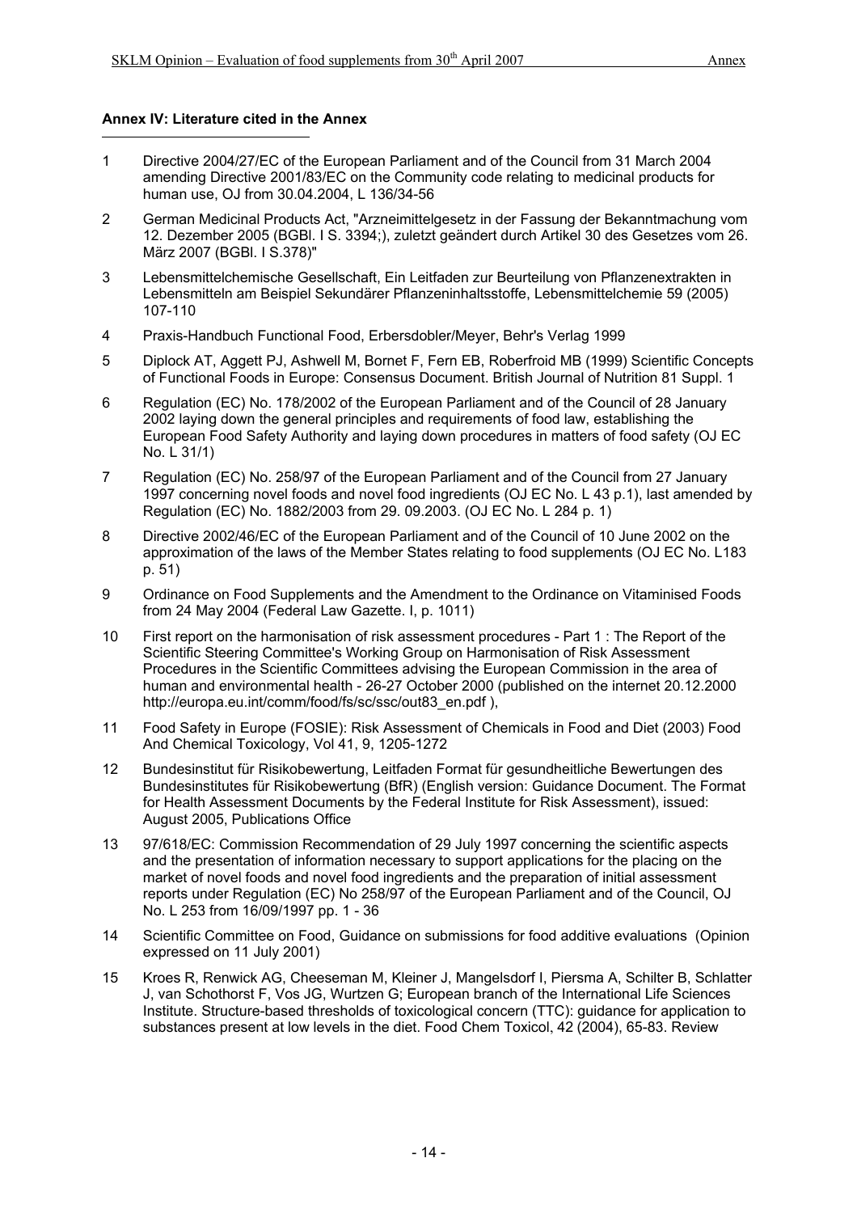**Annex IV: Literature cited in the Annex**

1. Directive 2004/27/EC of the European Parliament and of the Council from 31 March 2004 amending Directive 2001/83/EC on the Community code relating to medicinal products for human use, OJ from 30.04.2004, L 136/34-56

2. German Medicinal Products Act, "Arzneimittelgesetz in der Fassung der Bekanntmachung vom 12. Dezember 2005 (BGBl. I S. 3394;), zuletzt geändert durch Artikel 30 des Gesetzes vom 26. März 2007 (BGBl. I S.378)"

3. Lebensmittelchemische Gesellschaft, Ein Leitfaden zur Beurteilung von Pflanzenextrakten in Lebensmitteln am Beispiel Sekundärer Pflanzeninhaltsstoffe, Lebensmittelchemie 59 (2005) 107-110

4. Praxis-Handbuch Functional Food, Erbersdobler/Meyer, Behr's Verlag 1999

5. Diplock AT, Aggett PJ, Ashwell M, Bornet F, Fern EB, Roberfroid MB (1999) Scientific Concepts of Functional Foods in Europe: Consensus Document. British Journal of Nutrition 81 Suppl. 1

6. Regulation (EC) No. 178/2002 of the European Parliament and of the Council of 28 January 2002 laying down the general principles and requirements of food law, establishing the European Food Safety Authority and laying down procedures in matters of food safety (OJ EC No. L 31/1)

7. Regulation (EC) No. 258/97 of the European Parliament and of the Council from 27 January 1997 concerning novel foods and novel food ingredients (OJ EC No. L 43 p.1), last amended by Regulation (EC) No. 1882/2003 from 29. 09.2003. (OJ EC No. L 284 p. 1)

8. Directive 2002/46/EC of the European Parliament and of the Council of 10 June 2002 on the approximation of the laws of the Member States relating to food supplements (OJ EC No. L183 p. 51)

9. Ordinance on Food Supplements and the Amendment to the Ordinance on Vitaminised Foods from 24 May 2004 (Federal Law Gazette. I, p. 1011)

10. First report on the harmonisation of risk assessment procedures - Part 1 : The Report of the Scientific Steering Committee's Working Group on Harmonisation of Risk Assessment Procedures in the Scientific Committees advising the European Commission in the area of human and environmental health - 26-27 October 2000 (published on the internet 20.12.2000 http://europa.eu.int/comm/food/fs/sc/ssc/out83_en.pdf ),

11. Food Safety in Europe (FOSIE): Risk Assessment of Chemicals in Food and Diet (2003) Food And Chemical Toxicology, Vol 41, 9, 1205-1272

12. Bundesinstitut für Risikobewertung, Leitfaden Format für gesundheitliche Bewertungen des Bundesinstitutes für Risikobewertung (BfR) (English version: Guidance Document. The Format for Health Assessment Documents by the Federal Institute for Risk Assessment), issued: August 2005, Publications Office

13. 97/618/EC: Commission Recommendation of 29 July 1997 concerning the scientific aspects and the presentation of information necessary to support applications for the placing on the market of novel foods and novel food ingredients and the preparation of initial assessment reports under Regulation (EC) No 258/97 of the European Parliament and of the Council, OJ No. L 253 from 16/09/1997 pp. 1 - 36

14. Scientific Committee on Food, Guidance on submissions for food additive evaluations (Opinion expressed on 11 July 2001)

15. Kroes R, Renwick AG, Cheeseman M, Kleiner J, Mangelsdorf I, Piersma A, Schilter B, Schlatter J, van Schothorst F, Vos JG, Wurtzen G; European branch of the International Life Sciences Institute. Structure-based thresholds of toxicological concern (TTC): guidance for application to substances present at low levels in the diet. Food Chem Toxicol, 42 (2004), 65-83. Review